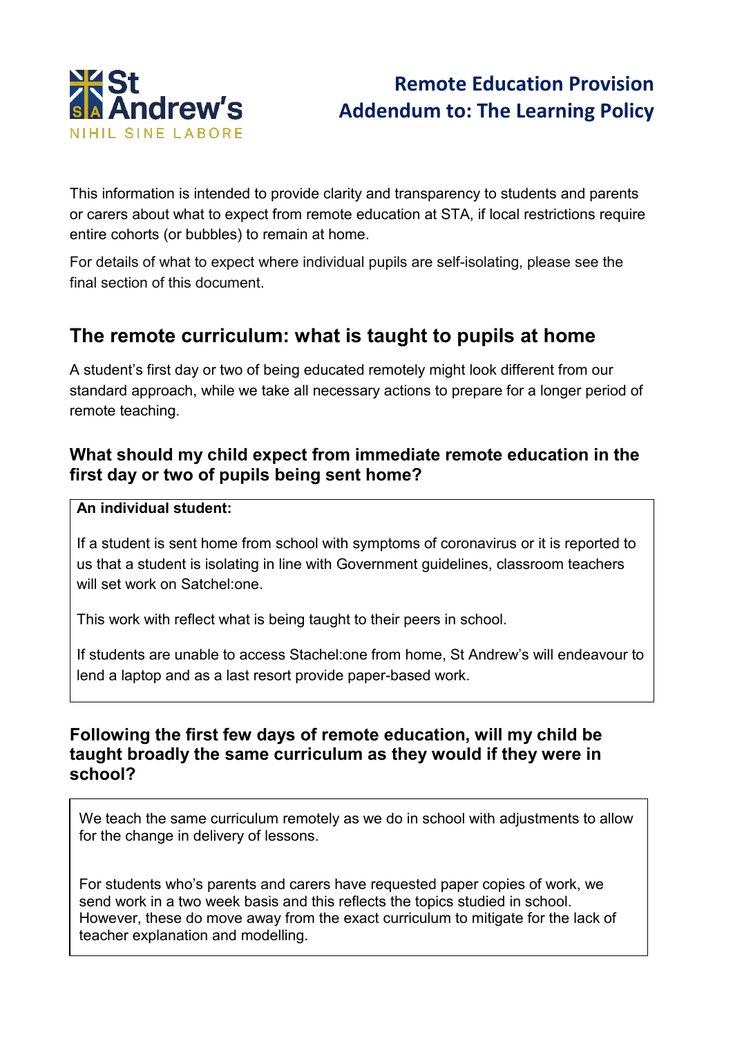St Andrew's

NIHIL SINE LABORE

# Remote Education Provision
# Addendum to: The Learning Policy

This information is intended to provide clarity and transparency to students and parents or carers about what to expect from remote education at STA, if local restrictions require entire cohorts (or bubbles) to remain at home.

For details of what to expect where individual pupils are self-isolating, please see the final section of this document.

## The remote curriculum: what is taught to pupils at home

A student's first day or two of being educated remotely might look different from our standard approach, while we take all necessary actions to prepare for a longer period of remote teaching.

### What should my child expect from immediate remote education in the first day or two of pupils being sent home?

**An individual student:**

If a student is sent home from school with symptoms of coronavirus or it is reported to us that a student is isolating in line with Government guidelines, classroom teachers will set work on Satchel:one.

This work with reflect what is being taught to their peers in school.

If students are unable to access Stachel:one from home, St Andrew's will endeavour to lend a laptop and as a last resort provide paper-based work.

### Following the first few days of remote education, will my child be taught broadly the same curriculum as they would if they were in school?

We teach the same curriculum remotely as we do in school with adjustments to allow for the change in delivery of lessons.

For students who's parents and carers have requested paper copies of work, we send work in a two week basis and this reflects the topics studied in school. However, these do move away from the exact curriculum to mitigate for the lack of teacher explanation and modelling.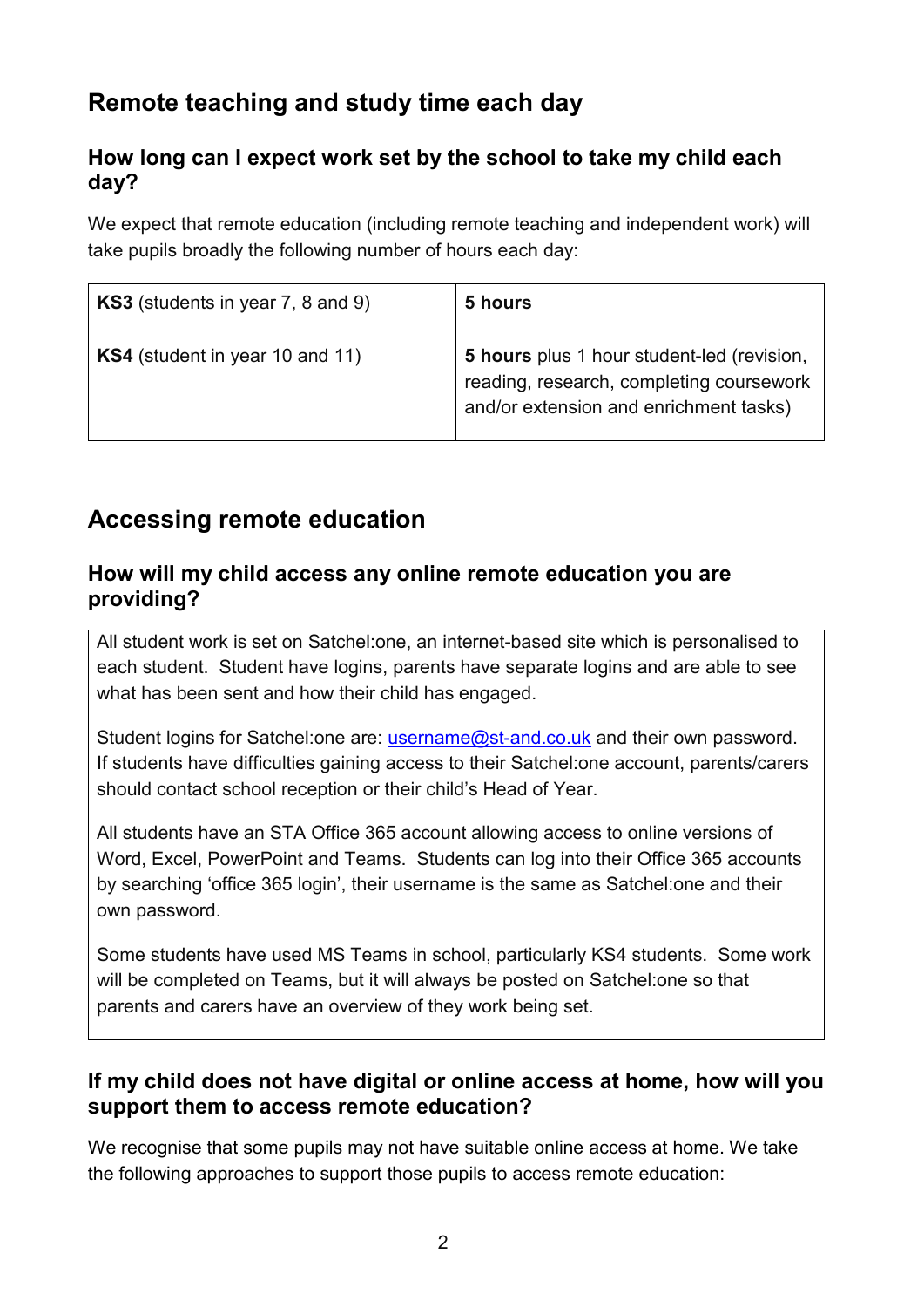## Remote teaching and study time each day

### How long can I expect work set by the school to take my child each day?

We expect that remote education (including remote teaching and independent work) will take pupils broadly the following number of hours each day:

| | |
|---|---|
| **KS3** (students in year 7, 8 and 9) | **5 hours** |
| **KS4** (student in year 10 and 11) | **5 hours** plus 1 hour student-led (revision, reading, research, completing coursework and/or extension and enrichment tasks) |

## Accessing remote education

### How will my child access any online remote education you are providing?

All student work is set on Satchel:one, an internet-based site which is personalised to each student. Student have logins, parents have separate logins and are able to see what has been sent and how their child has engaged.

Student logins for Satchel:one are: username@st-and.co.uk and their own password. If students have difficulties gaining access to their Satchel:one account, parents/carers should contact school reception or their child's Head of Year.

All students have an STA Office 365 account allowing access to online versions of Word, Excel, PowerPoint and Teams. Students can log into their Office 365 accounts by searching 'office 365 login', their username is the same as Satchel:one and their own password.

Some students have used MS Teams in school, particularly KS4 students. Some work will be completed on Teams, but it will always be posted on Satchel:one so that parents and carers have an overview of they work being set.

### If my child does not have digital or online access at home, how will you support them to access remote education?

We recognise that some pupils may not have suitable online access at home. We take the following approaches to support those pupils to access remote education: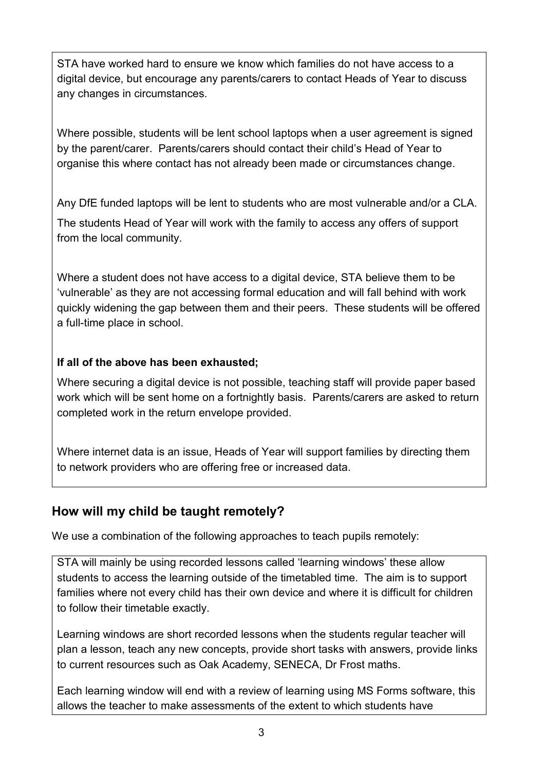STA have worked hard to ensure we know which families do not have access to a digital device, but encourage any parents/carers to contact Heads of Year to discuss any changes in circumstances.

Where possible, students will be lent school laptops when a user agreement is signed by the parent/carer. Parents/carers should contact their child's Head of Year to organise this where contact has not already been made or circumstances change.

Any DfE funded laptops will be lent to students who are most vulnerable and/or a CLA.

The students Head of Year will work with the family to access any offers of support from the local community.

Where a student does not have access to a digital device, STA believe them to be 'vulnerable' as they are not accessing formal education and will fall behind with work quickly widening the gap between them and their peers. These students will be offered a full-time place in school.

**If all of the above has been exhausted;**

Where securing a digital device is not possible, teaching staff will provide paper based work which will be sent home on a fortnightly basis. Parents/carers are asked to return completed work in the return envelope provided.

Where internet data is an issue, Heads of Year will support families by directing them to network providers who are offering free or increased data.

## How will my child be taught remotely?

We use a combination of the following approaches to teach pupils remotely:

STA will mainly be using recorded lessons called 'learning windows' these allow students to access the learning outside of the timetabled time. The aim is to support families where not every child has their own device and where it is difficult for children to follow their timetable exactly.

Learning windows are short recorded lessons when the students regular teacher will plan a lesson, teach any new concepts, provide short tasks with answers, provide links to current resources such as Oak Academy, SENECA, Dr Frost maths.

Each learning window will end with a review of learning using MS Forms software, this allows the teacher to make assessments of the extent to which students have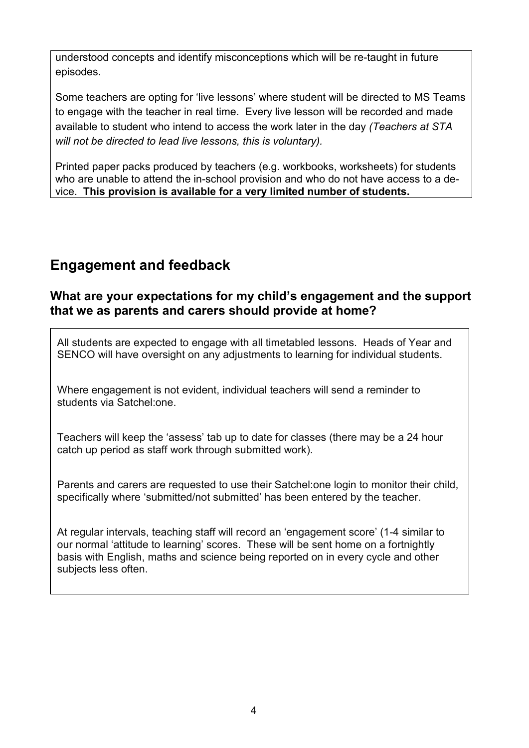understood concepts and identify misconceptions which will be re-taught in future episodes.

Some teachers are opting for 'live lessons' where student will be directed to MS Teams to engage with the teacher in real time. Every live lesson will be recorded and made available to student who intend to access the work later in the day *(Teachers at STA will not be directed to lead live lessons, this is voluntary).*

Printed paper packs produced by teachers (e.g. workbooks, worksheets) for students who are unable to attend the in-school provision and who do not have access to a device. **This provision is available for a very limited number of students.**

## Engagement and feedback

### What are your expectations for my child's engagement and the support that we as parents and carers should provide at home?

All students are expected to engage with all timetabled lessons. Heads of Year and SENCO will have oversight on any adjustments to learning for individual students.

Where engagement is not evident, individual teachers will send a reminder to students via Satchel:one.

Teachers will keep the 'assess' tab up to date for classes (there may be a 24 hour catch up period as staff work through submitted work).

Parents and carers are requested to use their Satchel:one login to monitor their child, specifically where 'submitted/not submitted' has been entered by the teacher.

At regular intervals, teaching staff will record an 'engagement score' (1-4 similar to our normal 'attitude to learning' scores. These will be sent home on a fortnightly basis with English, maths and science being reported on in every cycle and other subjects less often.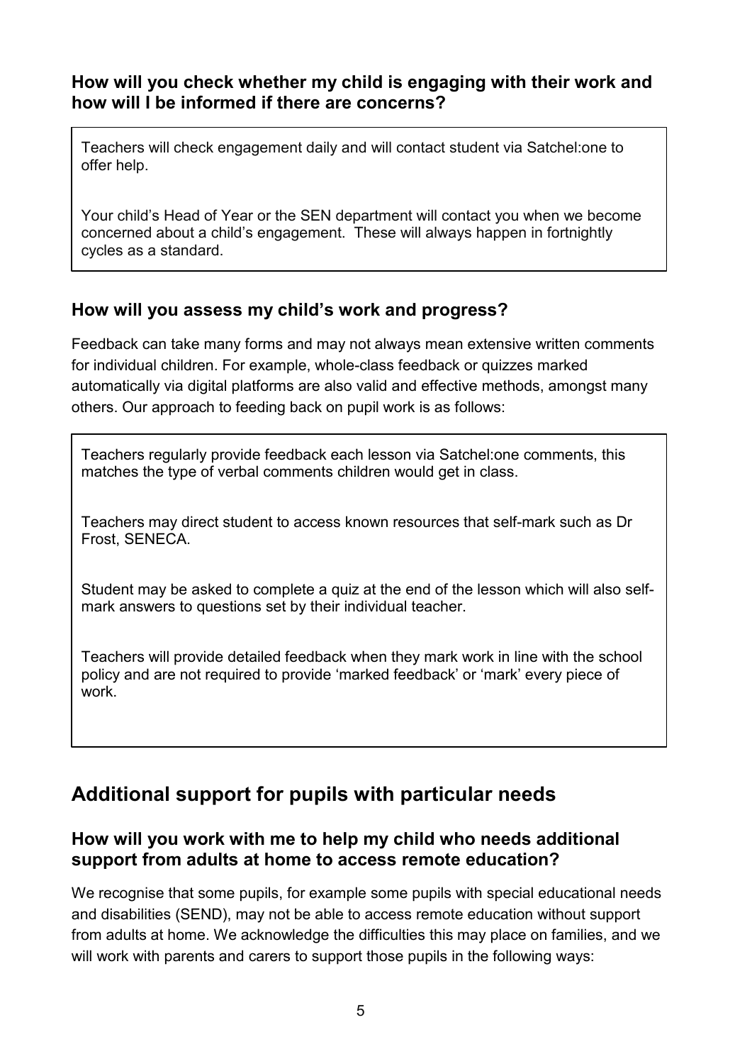### How will you check whether my child is engaging with their work and how will I be informed if there are concerns?

Teachers will check engagement daily and will contact student via Satchel:one to offer help.

Your child's Head of Year or the SEN department will contact you when we become concerned about a child's engagement. These will always happen in fortnightly cycles as a standard.

### How will you assess my child's work and progress?

Feedback can take many forms and may not always mean extensive written comments for individual children. For example, whole-class feedback or quizzes marked automatically via digital platforms are also valid and effective methods, amongst many others. Our approach to feeding back on pupil work is as follows:

Teachers regularly provide feedback each lesson via Satchel:one comments, this matches the type of verbal comments children would get in class.

Teachers may direct student to access known resources that self-mark such as Dr Frost, SENECA.

Student may be asked to complete a quiz at the end of the lesson which will also self-mark answers to questions set by their individual teacher.

Teachers will provide detailed feedback when they mark work in line with the school policy and are not required to provide 'marked feedback' or 'mark' every piece of work.

## Additional support for pupils with particular needs

### How will you work with me to help my child who needs additional support from adults at home to access remote education?

We recognise that some pupils, for example some pupils with special educational needs and disabilities (SEND), may not be able to access remote education without support from adults at home. We acknowledge the difficulties this may place on families, and we will work with parents and carers to support those pupils in the following ways: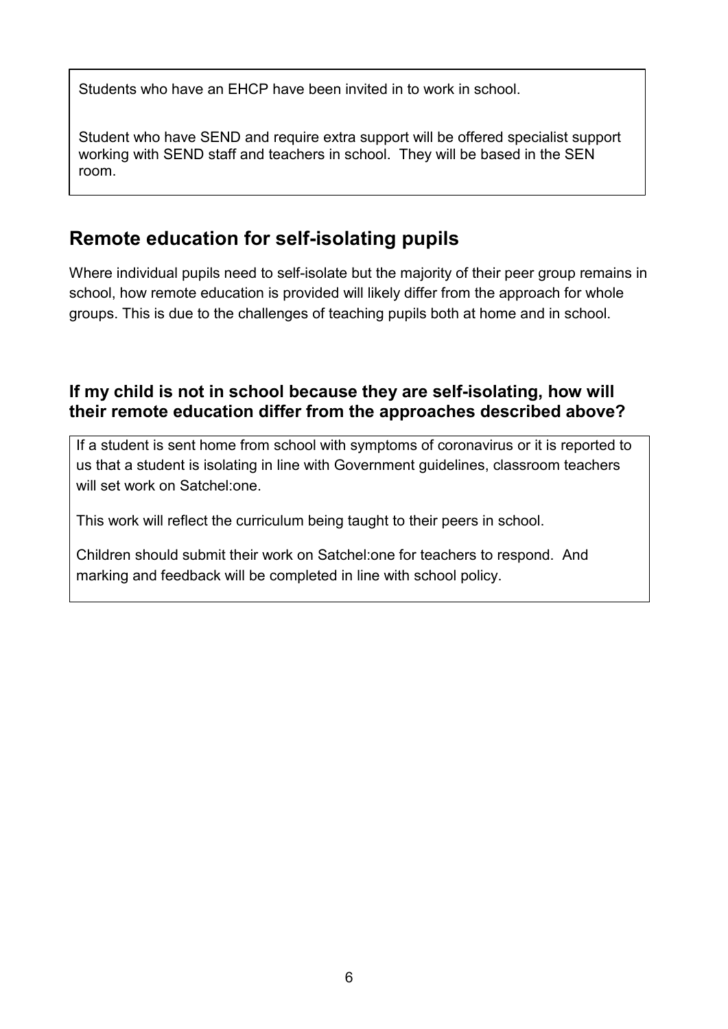Students who have an EHCP have been invited in to work in school.

Student who have SEND and require extra support will be offered specialist support working with SEND staff and teachers in school. They will be based in the SEN room.

## Remote education for self-isolating pupils

Where individual pupils need to self-isolate but the majority of their peer group remains in school, how remote education is provided will likely differ from the approach for whole groups. This is due to the challenges of teaching pupils both at home and in school.

### If my child is not in school because they are self-isolating, how will their remote education differ from the approaches described above?

If a student is sent home from school with symptoms of coronavirus or it is reported to us that a student is isolating in line with Government guidelines, classroom teachers will set work on Satchel:one.

This work will reflect the curriculum being taught to their peers in school.

Children should submit their work on Satchel:one for teachers to respond. And marking and feedback will be completed in line with school policy.